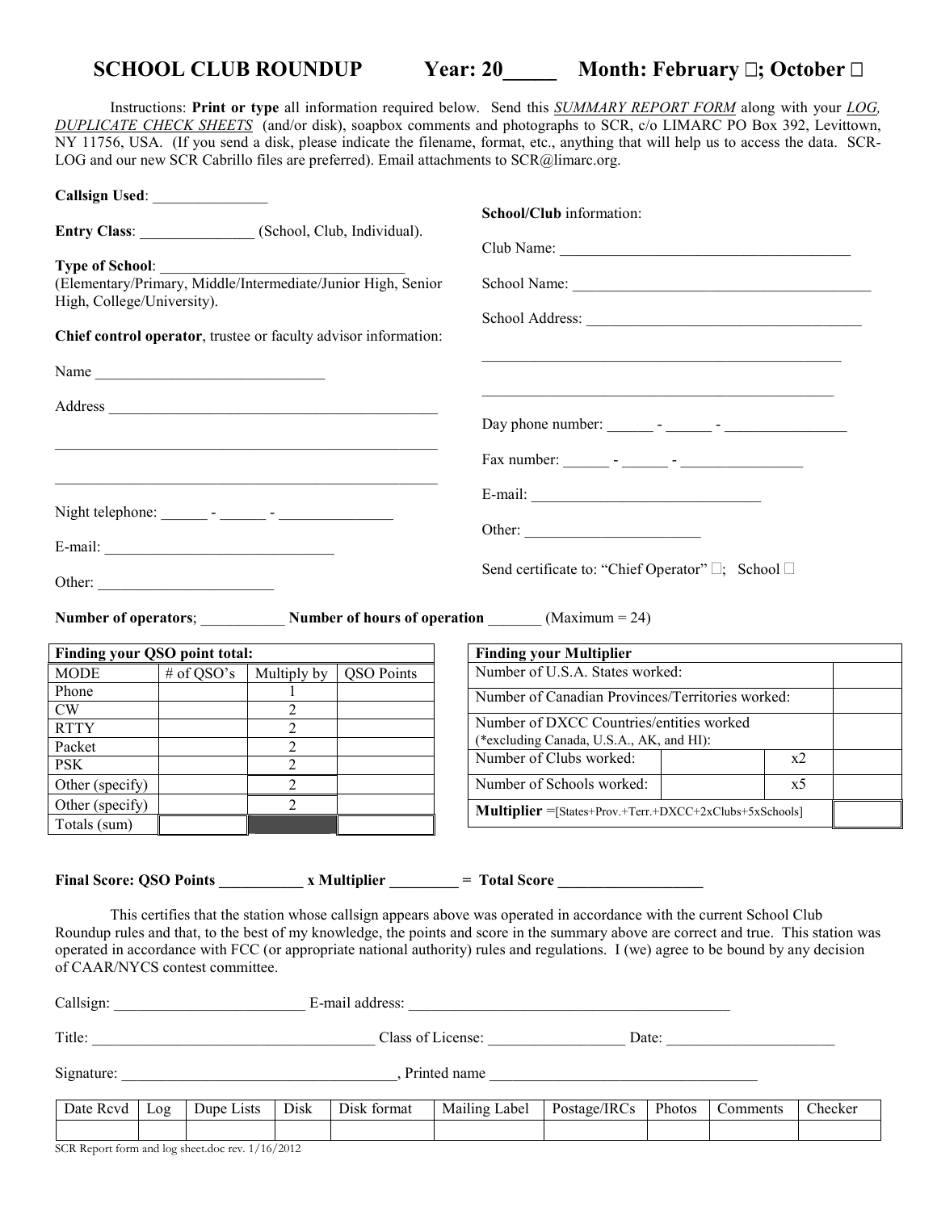# SCHOOL CLUB ROUNDUP Year: 20_____ Month: February ☐; October ☐

Instructions: **Print or type** all information required below. Send this *SUMMARY REPORT FORM* along with your *LOG, DUPLICATE CHECK SHEETS* (and/or disk), soapbox comments and photographs to SCR, c/o LIMARC PO Box 392, Levittown, NY 11756, USA. (If you send a disk, please indicate the filename, format, etc., anything that will help us to access the data. SCR-LOG and our new SCR Cabrillo files are preferred). Email attachments to SCR@limarc.org.

**Callsign Used**: _______________

**Entry Class**: _______________ (School, Club, Individual).

**Type of School**: ________________________________
(Elementary/Primary, Middle/Intermediate/Junior High, Senior High, College/University).

**Chief control operator**, trustee or faculty advisor information:

Name ______________________________

Address ____________________________________________

____________________________________________________

____________________________________________________

Night telephone: ______ - ______ - _______________

E-mail: ______________________________

Other: _______________________

**School/Club** information:

Club Name: ______________________________________

School Name: ______________________________________

School Address: ____________________________________

________________________________________________

________________________________________________

Day phone number: ______ - ______ - ________________

Fax number: ______ - ______ - ________________

E-mail: ______________________________

Other: _______________________

Send certificate to: "Chief Operator" ☐; School ☐

**Number of operators**; ___________ **Number of hours of operation** _______ (Maximum = 24)

| **Finding your QSO point total:** | | | |
|---|---|---|---|
| MODE | # of QSO's | Multiply by | QSO Points |
| Phone | | 1 | |
| CW | | 2 | |
| RTTY | | 2 | |
| Packet | | 2 | |
| PSK | | 2 | |
| Other (specify) | | 2 | |
| Other (specify) | | 2 | |
| Totals (sum) | | | |

| **Finding your Multiplier** | | | |
|---|---|---|---|
| Number of U.S.A. States worked: | | | |
| Number of Canadian Provinces/Territories worked: | | | |
| Number of DXCC Countries/entities worked (*excluding Canada, U.S.A., AK, and HI): | | | |
| Number of Clubs worked: | | x2 | |
| Number of Schools worked: | | x5 | |
| **Multiplier** =[States+Prov.+Terr.+DXCC+2xClubs+5xSchools] | | | |

**Final Score: QSO Points ___________ x Multiplier _________ = Total Score ___________________**

This certifies that the station whose callsign appears above was operated in accordance with the current School Club Roundup rules and that, to the best of my knowledge, the points and score in the summary above are correct and true. This station was operated in accordance with FCC (or appropriate national authority) rules and regulations. I (we) agree to be bound by any decision of CAAR/NYCS contest committee.

Callsign: _________________________ E-mail address: ___________________________________________

Title: _____________________________________ Class of License: _________________ Date: ______________________

Signature: ____________________________________, Printed name ____________________________________

| Date Rcvd | Log | Dupe Lists | Disk | Disk format | Mailing Label | Postage/IRCs | Photos | Comments | Checker |
|---|---|---|---|---|---|---|---|---|---|
| | | | | | | | | | |

SCR Report form and log sheet.doc rev. 1/16/2012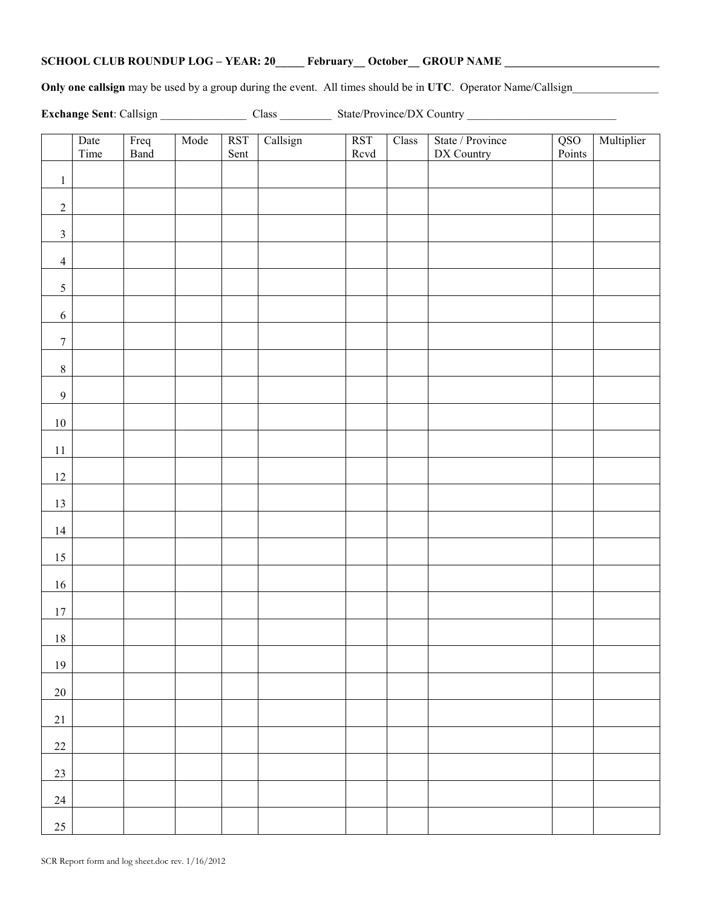**SCHOOL CLUB ROUNDUP LOG – YEAR: 20_____ February__ October__ GROUP NAME ___________________________**

**Only one callsign** may be used by a group during the event. All times should be in **UTC**. Operator Name/Callsign_______________

**Exchange Sent**: Callsign _______________ Class _________ State/Province/DX Country __________________________

| | Date Time | Freq Band | Mode | RST Sent | Callsign | RST Rcvd | Class | State / Province DX Country | QSO Points | Multiplier |
|---|---|---|---|---|---|---|---|---|---|---|
| 1 | | | | | | | | | | |
| 2 | | | | | | | | | | |
| 3 | | | | | | | | | | |
| 4 | | | | | | | | | | |
| 5 | | | | | | | | | | |
| 6 | | | | | | | | | | |
| 7 | | | | | | | | | | |
| 8 | | | | | | | | | | |
| 9 | | | | | | | | | | |
| 10 | | | | | | | | | | |
| 11 | | | | | | | | | | |
| 12 | | | | | | | | | | |
| 13 | | | | | | | | | | |
| 14 | | | | | | | | | | |
| 15 | | | | | | | | | | |
| 16 | | | | | | | | | | |
| 17 | | | | | | | | | | |
| 18 | | | | | | | | | | |
| 19 | | | | | | | | | | |
| 20 | | | | | | | | | | |
| 21 | | | | | | | | | | |
| 22 | | | | | | | | | | |
| 23 | | | | | | | | | | |
| 24 | | | | | | | | | | |
| 25 | | | | | | | | | | |

SCR Report form and log sheet.doc rev. 1/16/2012